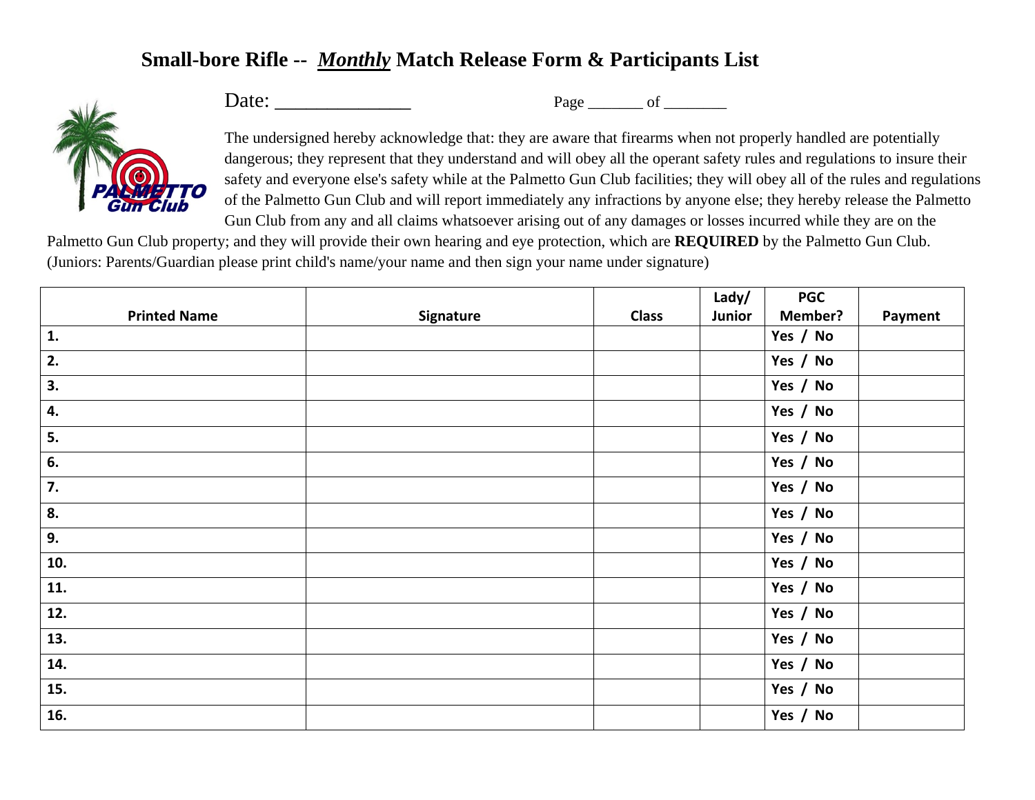# Small-bore Rifle -- *Monthly* Match Release Form & Participants List

Date: ______________ Page _______ of ________

The undersigned hereby acknowledge that: they are aware that firearms when not properly handled are potentially dangerous; they represent that they understand and will obey all the operant safety rules and regulations to insure their safety and everyone else's safety while at the Palmetto Gun Club facilities; they will obey all of the rules and regulations of the Palmetto Gun Club and will report immediately any infractions by anyone else; they hereby release the Palmetto Gun Club from any and all claims whatsoever arising out of any damages or losses incurred while they are on the Palmetto Gun Club property; and they will provide their own hearing and eye protection, which are **REQUIRED** by the Palmetto Gun Club. (Juniors: Parents/Guardian please print child's name/your name and then sign your name under signature)

| Printed Name | Signature | Class | Lady/ Junior | PGC Member? | Payment |
|---|---|---|---|---|---|
| 1. | | | | Yes / No | |
| 2. | | | | Yes / No | |
| 3. | | | | Yes / No | |
| 4. | | | | Yes / No | |
| 5. | | | | Yes / No | |
| 6. | | | | Yes / No | |
| 7. | | | | Yes / No | |
| 8. | | | | Yes / No | |
| 9. | | | | Yes / No | |
| 10. | | | | Yes / No | |
| 11. | | | | Yes / No | |
| 12. | | | | Yes / No | |
| 13. | | | | Yes / No | |
| 14. | | | | Yes / No | |
| 15. | | | | Yes / No | |
| 16. | | | | Yes / No | |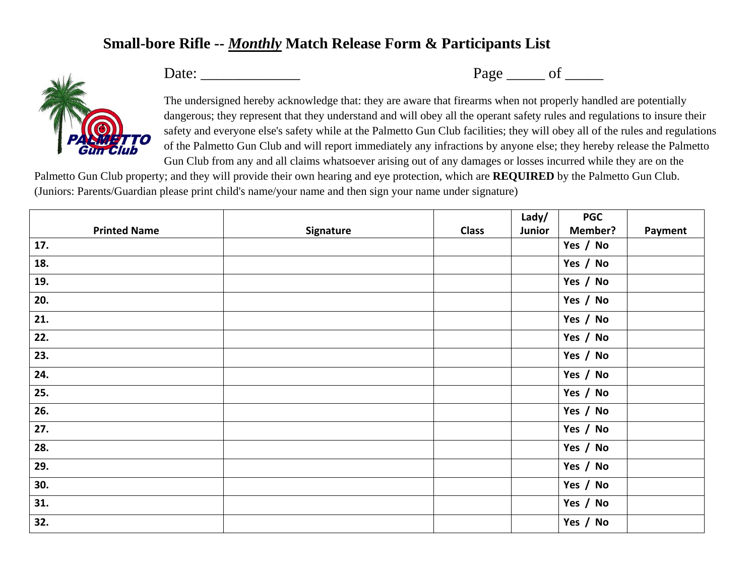# Small-bore Rifle -- ***Monthly*** Match Release Form & Participants List

Date: _____________ Page _____ of _____

The undersigned hereby acknowledge that: they are aware that firearms when not properly handled are potentially dangerous; they represent that they understand and will obey all the operant safety rules and regulations to insure their safety and everyone else's safety while at the Palmetto Gun Club facilities; they will obey all of the rules and regulations of the Palmetto Gun Club and will report immediately any infractions by anyone else; they hereby release the Palmetto Gun Club from any and all claims whatsoever arising out of any damages or losses incurred while they are on the Palmetto Gun Club property; and they will provide their own hearing and eye protection, which are **REQUIRED** by the Palmetto Gun Club. (Juniors: Parents/Guardian please print child's name/your name and then sign your name under signature)

| Printed Name | Signature | Class | Lady/ Junior | PGC Member? | Payment |
|---|---|---|---|---|---|
| 17. | | | | Yes / No | |
| 18. | | | | Yes / No | |
| 19. | | | | Yes / No | |
| 20. | | | | Yes / No | |
| 21. | | | | Yes / No | |
| 22. | | | | Yes / No | |
| 23. | | | | Yes / No | |
| 24. | | | | Yes / No | |
| 25. | | | | Yes / No | |
| 26. | | | | Yes / No | |
| 27. | | | | Yes / No | |
| 28. | | | | Yes / No | |
| 29. | | | | Yes / No | |
| 30. | | | | Yes / No | |
| 31. | | | | Yes / No | |
| 32. | | | | Yes / No | |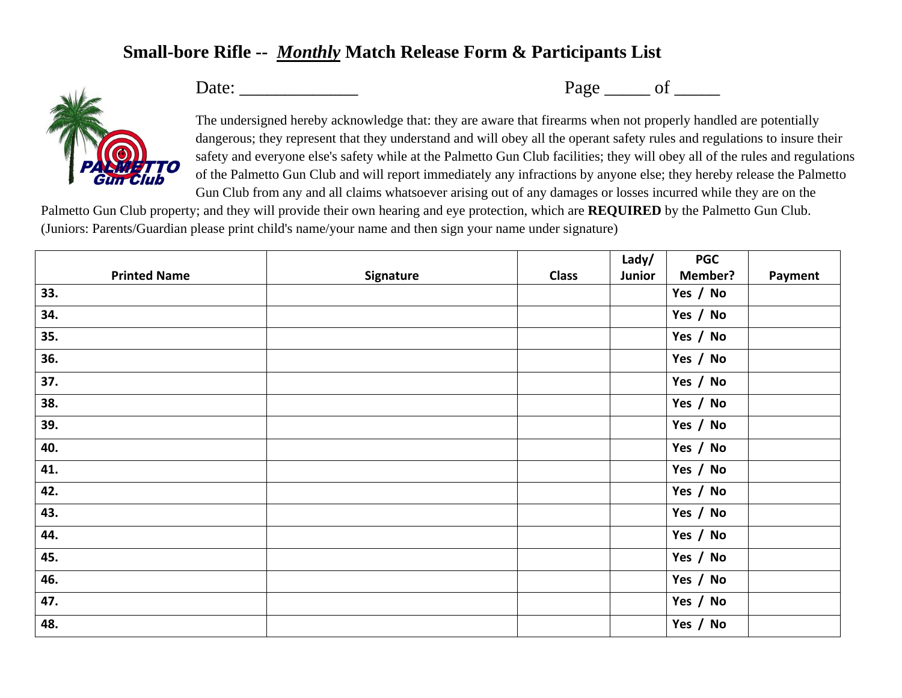# Small-bore Rifle -- *Monthly* Match Release Form & Participants List

Date: _____________ Page _____ of _____

The undersigned hereby acknowledge that: they are aware that firearms when not properly handled are potentially dangerous; they represent that they understand and will obey all the operant safety rules and regulations to insure their safety and everyone else's safety while at the Palmetto Gun Club facilities; they will obey all of the rules and regulations of the Palmetto Gun Club and will report immediately any infractions by anyone else; they hereby release the Palmetto Gun Club from any and all claims whatsoever arising out of any damages or losses incurred while they are on the Palmetto Gun Club property; and they will provide their own hearing and eye protection, which are **REQUIRED** by the Palmetto Gun Club. (Juniors: Parents/Guardian please print child's name/your name and then sign your name under signature)

| Printed Name | Signature | Class | Lady/ Junior | PGC Member? | Payment |
|---|---|---|---|---|---|
| 33. | | | | Yes / No | |
| 34. | | | | Yes / No | |
| 35. | | | | Yes / No | |
| 36. | | | | Yes / No | |
| 37. | | | | Yes / No | |
| 38. | | | | Yes / No | |
| 39. | | | | Yes / No | |
| 40. | | | | Yes / No | |
| 41. | | | | Yes / No | |
| 42. | | | | Yes / No | |
| 43. | | | | Yes / No | |
| 44. | | | | Yes / No | |
| 45. | | | | Yes / No | |
| 46. | | | | Yes / No | |
| 47. | | | | Yes / No | |
| 48. | | | | Yes / No | |